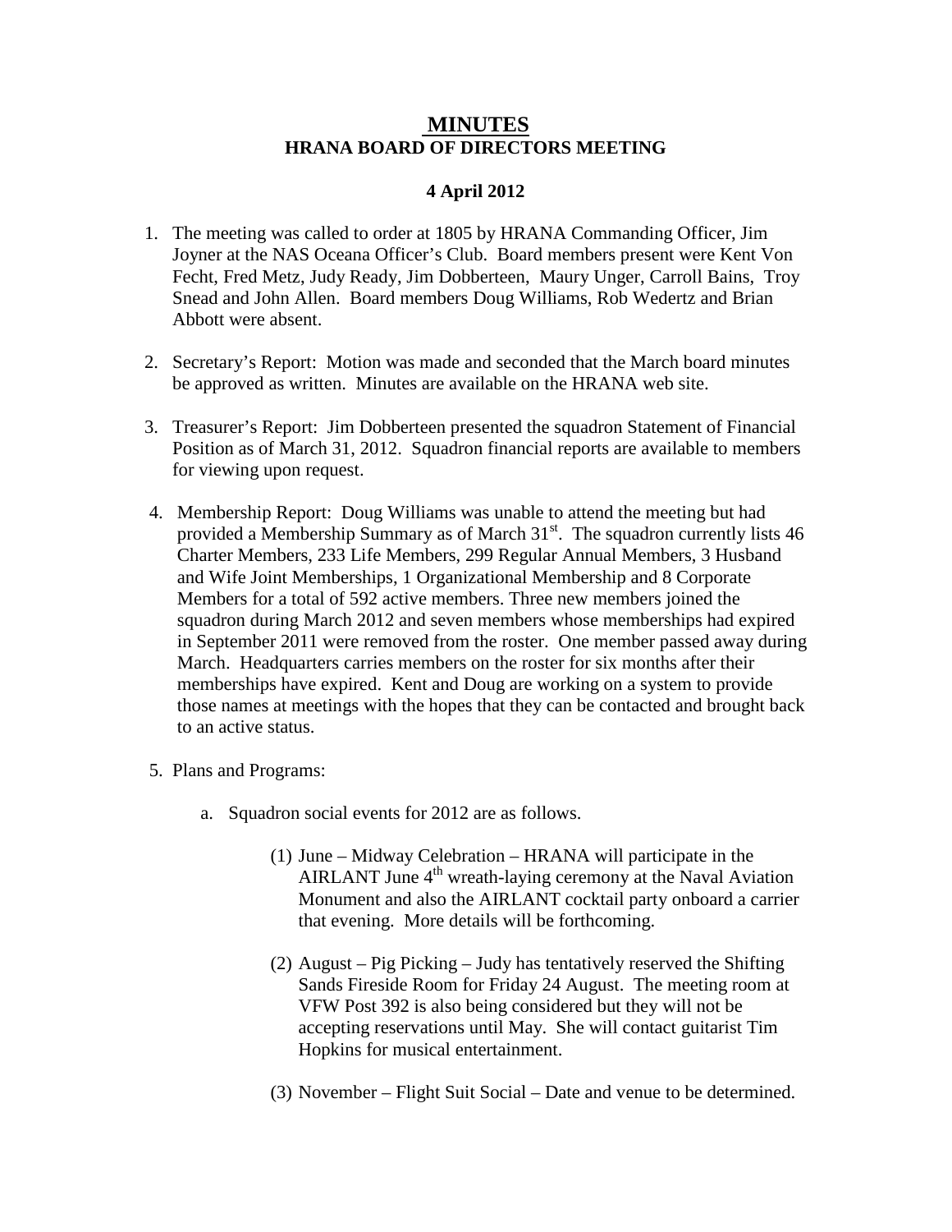# MINUTES
## HRANA BOARD OF DIRECTORS MEETING

### 4 April 2012

1. The meeting was called to order at 1805 by HRANA Commanding Officer, Jim Joyner at the NAS Oceana Officer's Club. Board members present were Kent Von Fecht, Fred Metz, Judy Ready, Jim Dobberteen, Maury Unger, Carroll Bains, Troy Snead and John Allen. Board members Doug Williams, Rob Wedertz and Brian Abbott were absent.

2. Secretary's Report: Motion was made and seconded that the March board minutes be approved as written. Minutes are available on the HRANA web site.

3. Treasurer's Report: Jim Dobberteen presented the squadron Statement of Financial Position as of March 31, 2012. Squadron financial reports are available to members for viewing upon request.

4. Membership Report: Doug Williams was unable to attend the meeting but had provided a Membership Summary as of March 31st. The squadron currently lists 46 Charter Members, 233 Life Members, 299 Regular Annual Members, 3 Husband and Wife Joint Memberships, 1 Organizational Membership and 8 Corporate Members for a total of 592 active members. Three new members joined the squadron during March 2012 and seven members whose memberships had expired in September 2011 were removed from the roster. One member passed away during March. Headquarters carries members on the roster for six months after their memberships have expired. Kent and Doug are working on a system to provide those names at meetings with the hopes that they can be contacted and brought back to an active status.

5. Plans and Programs:

    a. Squadron social events for 2012 are as follows.

        (1) June – Midway Celebration – HRANA will participate in the AIRLANT June 4th wreath-laying ceremony at the Naval Aviation Monument and also the AIRLANT cocktail party onboard a carrier that evening. More details will be forthcoming.

        (2) August – Pig Picking – Judy has tentatively reserved the Shifting Sands Fireside Room for Friday 24 August. The meeting room at VFW Post 392 is also being considered but they will not be accepting reservations until May. She will contact guitarist Tim Hopkins for musical entertainment.

        (3) November – Flight Suit Social – Date and venue to be determined.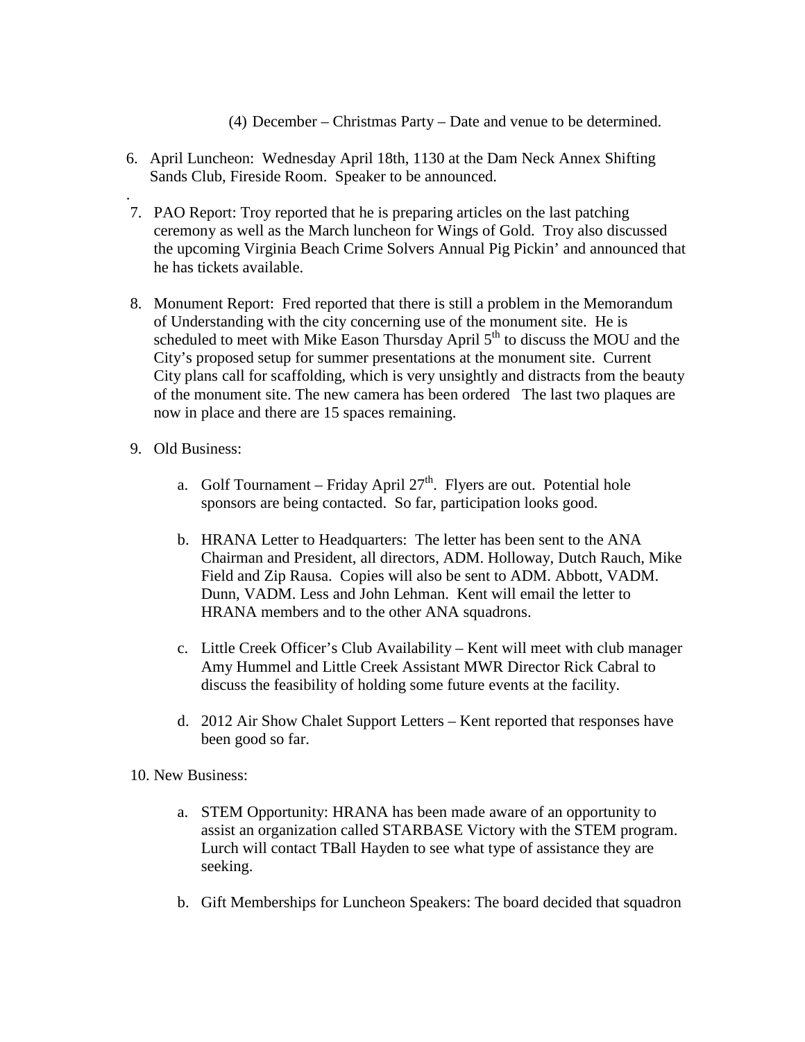(4) December – Christmas Party – Date and venue to be determined.

6. April Luncheon: Wednesday April 18th, 1130 at the Dam Neck Annex Shifting Sands Club, Fireside Room. Speaker to be announced.

.

7. PAO Report: Troy reported that he is preparing articles on the last patching ceremony as well as the March luncheon for Wings of Gold. Troy also discussed the upcoming Virginia Beach Crime Solvers Annual Pig Pickin' and announced that he has tickets available.

8. Monument Report: Fred reported that there is still a problem in the Memorandum of Understanding with the city concerning use of the monument site. He is scheduled to meet with Mike Eason Thursday April 5th to discuss the MOU and the City's proposed setup for summer presentations at the monument site. Current City plans call for scaffolding, which is very unsightly and distracts from the beauty of the monument site. The new camera has been ordered The last two plaques are now in place and there are 15 spaces remaining.

9. Old Business:

   a. Golf Tournament – Friday April 27th. Flyers are out. Potential hole sponsors are being contacted. So far, participation looks good.

   b. HRANA Letter to Headquarters: The letter has been sent to the ANA Chairman and President, all directors, ADM. Holloway, Dutch Rauch, Mike Field and Zip Rausa. Copies will also be sent to ADM. Abbott, VADM. Dunn, VADM. Less and John Lehman. Kent will email the letter to HRANA members and to the other ANA squadrons.

   c. Little Creek Officer's Club Availability – Kent will meet with club manager Amy Hummel and Little Creek Assistant MWR Director Rick Cabral to discuss the feasibility of holding some future events at the facility.

   d. 2012 Air Show Chalet Support Letters – Kent reported that responses have been good so far.

10. New Business:

   a. STEM Opportunity: HRANA has been made aware of an opportunity to assist an organization called STARBASE Victory with the STEM program. Lurch will contact TBall Hayden to see what type of assistance they are seeking.

   b. Gift Memberships for Luncheon Speakers: The board decided that squadron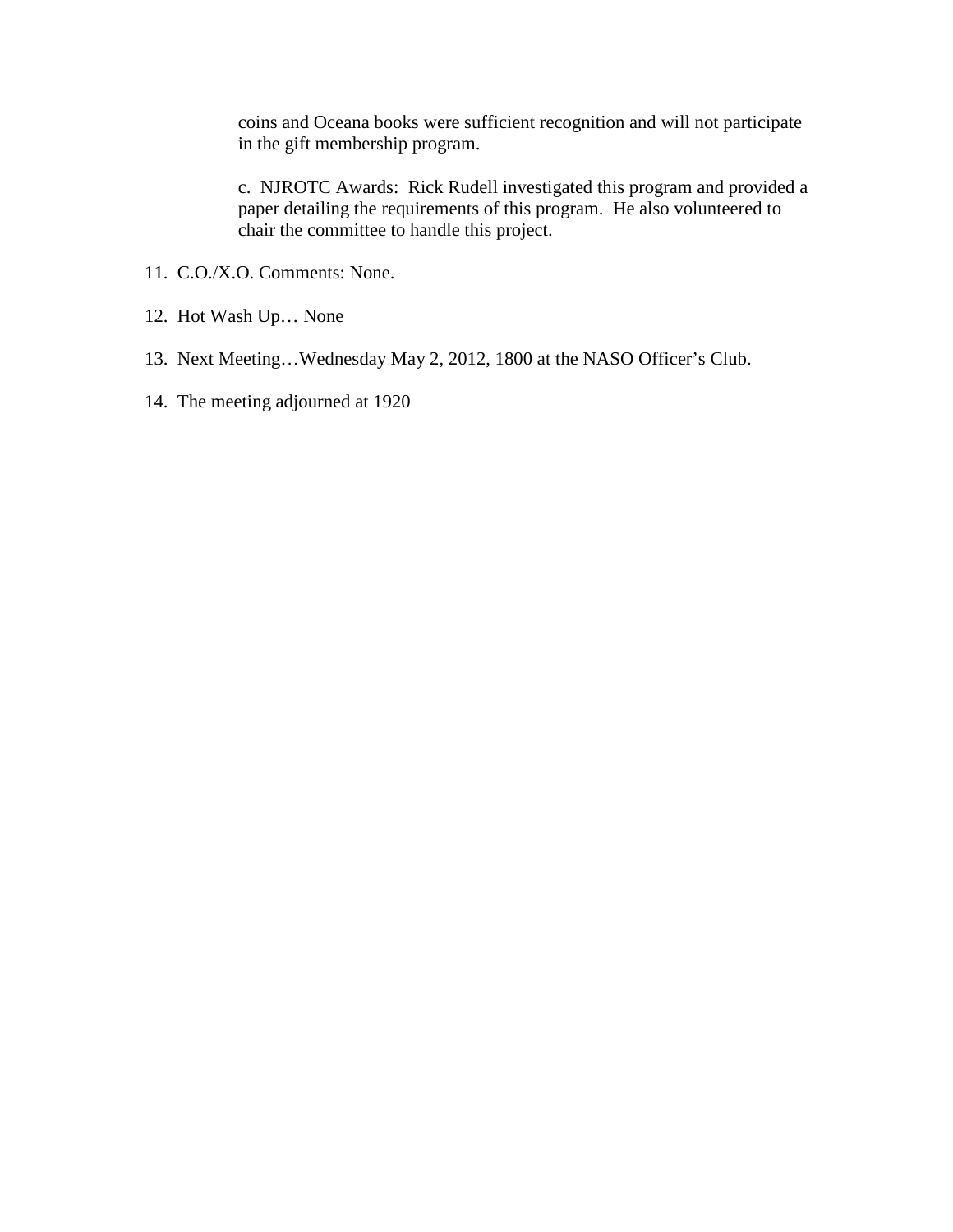coins and Oceana books were sufficient recognition and will not participate in the gift membership program.

c. NJROTC Awards: Rick Rudell investigated this program and provided a paper detailing the requirements of this program. He also volunteered to chair the committee to handle this project.

11. C.O./X.O. Comments: None.

12. Hot Wash Up… None

13. Next Meeting…Wednesday May 2, 2012, 1800 at the NASO Officer's Club.

14. The meeting adjourned at 1920